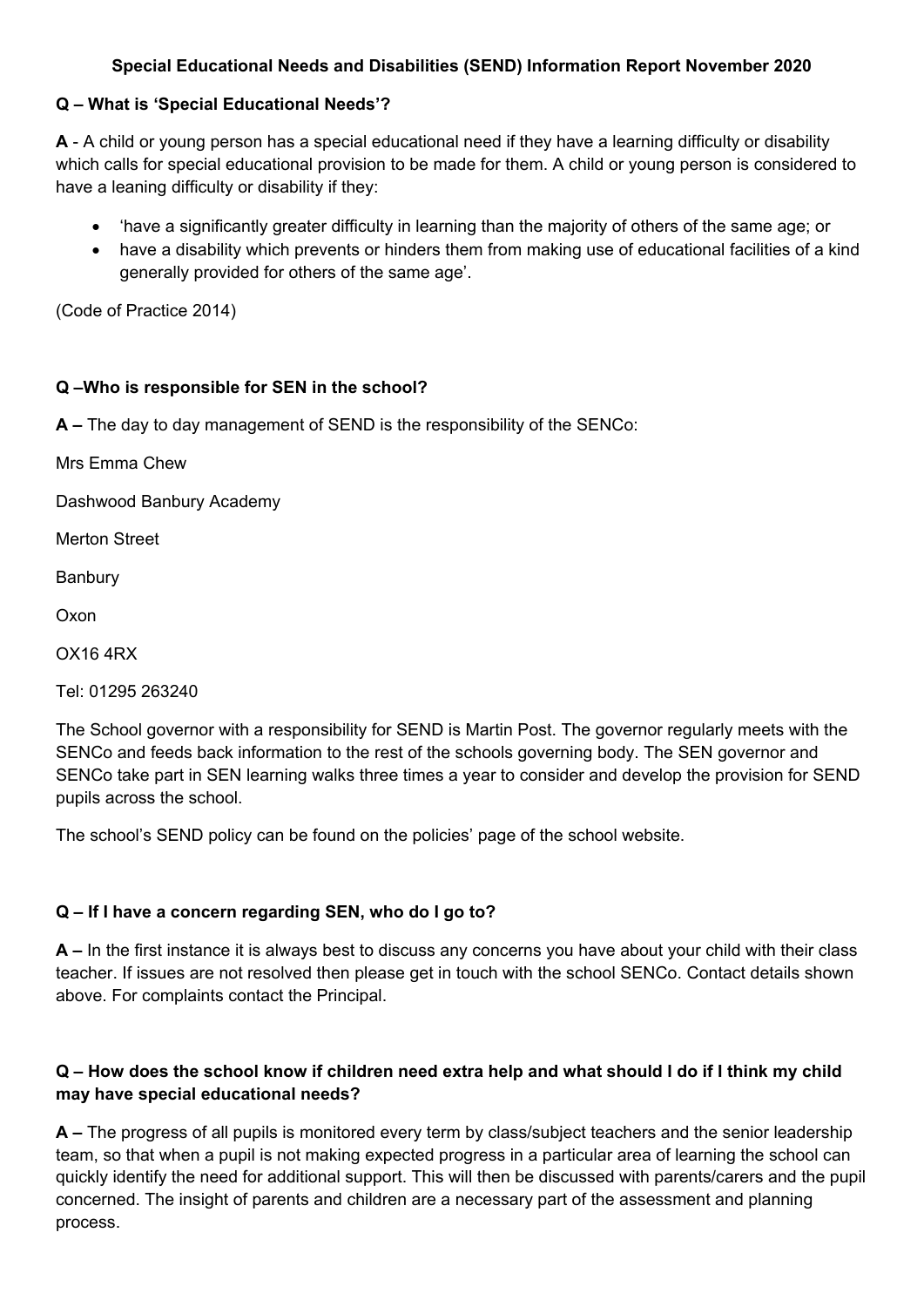**Special Educational Needs and Disabilities (SEND) Information Report November 2020**

**Q – What is 'Special Educational Needs'?**

**A** - A child or young person has a special educational need if they have a learning difficulty or disability which calls for special educational provision to be made for them. A child or young person is considered to have a leaning difficulty or disability if they:

- 'have a significantly greater difficulty in learning than the majority of others of the same age; or
- have a disability which prevents or hinders them from making use of educational facilities of a kind generally provided for others of the same age'.

(Code of Practice 2014)

**Q –Who is responsible for SEN in the school?**

**A –** The day to day management of SEND is the responsibility of the SENCo:

Mrs Emma Chew

Dashwood Banbury Academy

Merton Street

Banbury

Oxon

OX16 4RX

Tel: 01295 263240

The School governor with a responsibility for SEND is Martin Post. The governor regularly meets with the SENCo and feeds back information to the rest of the schools governing body. The SEN governor and SENCo take part in SEN learning walks three times a year to consider and develop the provision for SEND pupils across the school.

The school's SEND policy can be found on the policies' page of the school website.

**Q – If I have a concern regarding SEN, who do I go to?**

**A –** In the first instance it is always best to discuss any concerns you have about your child with their class teacher. If issues are not resolved then please get in touch with the school SENCo. Contact details shown above. For complaints contact the Principal.

**Q – How does the school know if children need extra help and what should I do if I think my child may have special educational needs?**

**A –** The progress of all pupils is monitored every term by class/subject teachers and the senior leadership team, so that when a pupil is not making expected progress in a particular area of learning the school can quickly identify the need for additional support. This will then be discussed with parents/carers and the pupil concerned. The insight of parents and children are a necessary part of the assessment and planning process.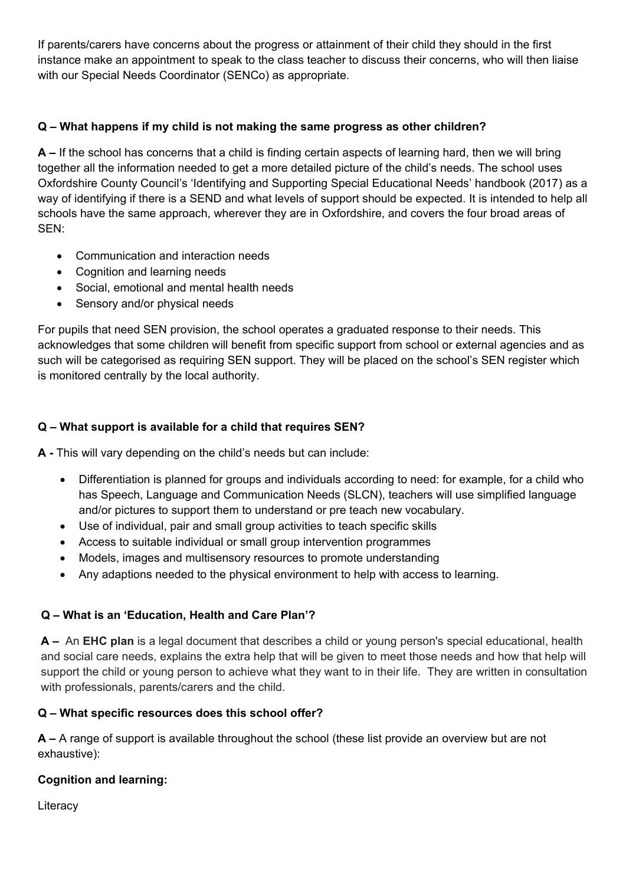If parents/carers have concerns about the progress or attainment of their child they should in the first instance make an appointment to speak to the class teacher to discuss their concerns, who will then liaise with our Special Needs Coordinator (SENCo) as appropriate.

**Q – What happens if my child is not making the same progress as other children?**

**A –** If the school has concerns that a child is finding certain aspects of learning hard, then we will bring together all the information needed to get a more detailed picture of the child's needs. The school uses Oxfordshire County Council's 'Identifying and Supporting Special Educational Needs' handbook (2017) as a way of identifying if there is a SEND and what levels of support should be expected. It is intended to help all schools have the same approach, wherever they are in Oxfordshire, and covers the four broad areas of SEN:

- Communication and interaction needs
- Cognition and learning needs
- Social, emotional and mental health needs
- Sensory and/or physical needs

For pupils that need SEN provision, the school operates a graduated response to their needs. This acknowledges that some children will benefit from specific support from school or external agencies and as such will be categorised as requiring SEN support. They will be placed on the school's SEN register which is monitored centrally by the local authority.

**Q – What support is available for a child that requires SEN?**

**A -** This will vary depending on the child's needs but can include:

- Differentiation is planned for groups and individuals according to need: for example, for a child who has Speech, Language and Communication Needs (SLCN), teachers will use simplified language and/or pictures to support them to understand or pre teach new vocabulary.
- Use of individual, pair and small group activities to teach specific skills
- Access to suitable individual or small group intervention programmes
- Models, images and multisensory resources to promote understanding
- Any adaptions needed to the physical environment to help with access to learning.

**Q – What is an 'Education, Health and Care Plan'?**

**A –** An **EHC plan** is a legal document that describes a child or young person's special educational, health and social care needs, explains the extra help that will be given to meet those needs and how that help will support the child or young person to achieve what they want to in their life. They are written in consultation with professionals, parents/carers and the child.

**Q – What specific resources does this school offer?**

**A –** A range of support is available throughout the school (these list provide an overview but are not exhaustive):

**Cognition and learning:**

Literacy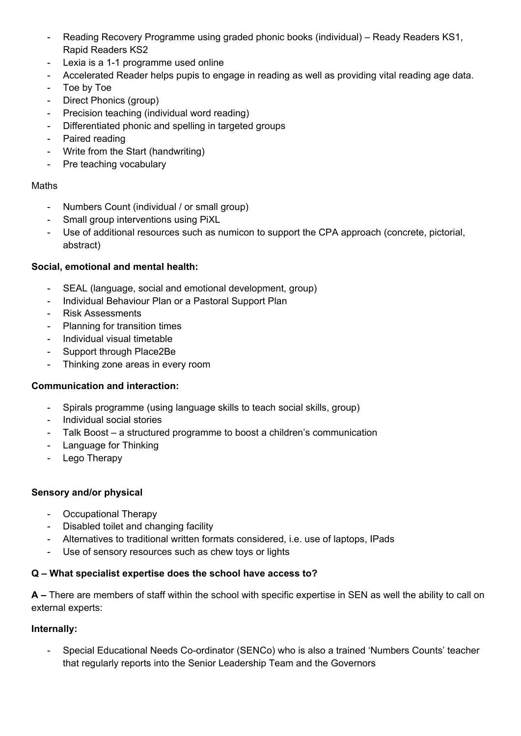- Reading Recovery Programme using graded phonic books (individual) – Ready Readers KS1, Rapid Readers KS2
- Lexia is a 1-1 programme used online
- Accelerated Reader helps pupils to engage in reading as well as providing vital reading age data.
- Toe by Toe
- Direct Phonics (group)
- Precision teaching (individual word reading)
- Differentiated phonic and spelling in targeted groups
- Paired reading
- Write from the Start (handwriting)
- Pre teaching vocabulary

Maths

- Numbers Count (individual / or small group)
- Small group interventions using PiXL
- Use of additional resources such as numicon to support the CPA approach (concrete, pictorial, abstract)

**Social, emotional and mental health:**

- SEAL (language, social and emotional development, group)
- Individual Behaviour Plan or a Pastoral Support Plan
- Risk Assessments
- Planning for transition times
- Individual visual timetable
- Support through Place2Be
- Thinking zone areas in every room

**Communication and interaction:**

- Spirals programme (using language skills to teach social skills, group)
- Individual social stories
- Talk Boost – a structured programme to boost a children's communication
- Language for Thinking
- Lego Therapy

**Sensory and/or physical**

- Occupational Therapy
- Disabled toilet and changing facility
- Alternatives to traditional written formats considered, i.e. use of laptops, IPads
- Use of sensory resources such as chew toys or lights

**Q – What specialist expertise does the school have access to?**

**A –** There are members of staff within the school with specific expertise in SEN as well the ability to call on external experts:

**Internally:**

- Special Educational Needs Co-ordinator (SENCo) who is also a trained 'Numbers Counts' teacher that regularly reports into the Senior Leadership Team and the Governors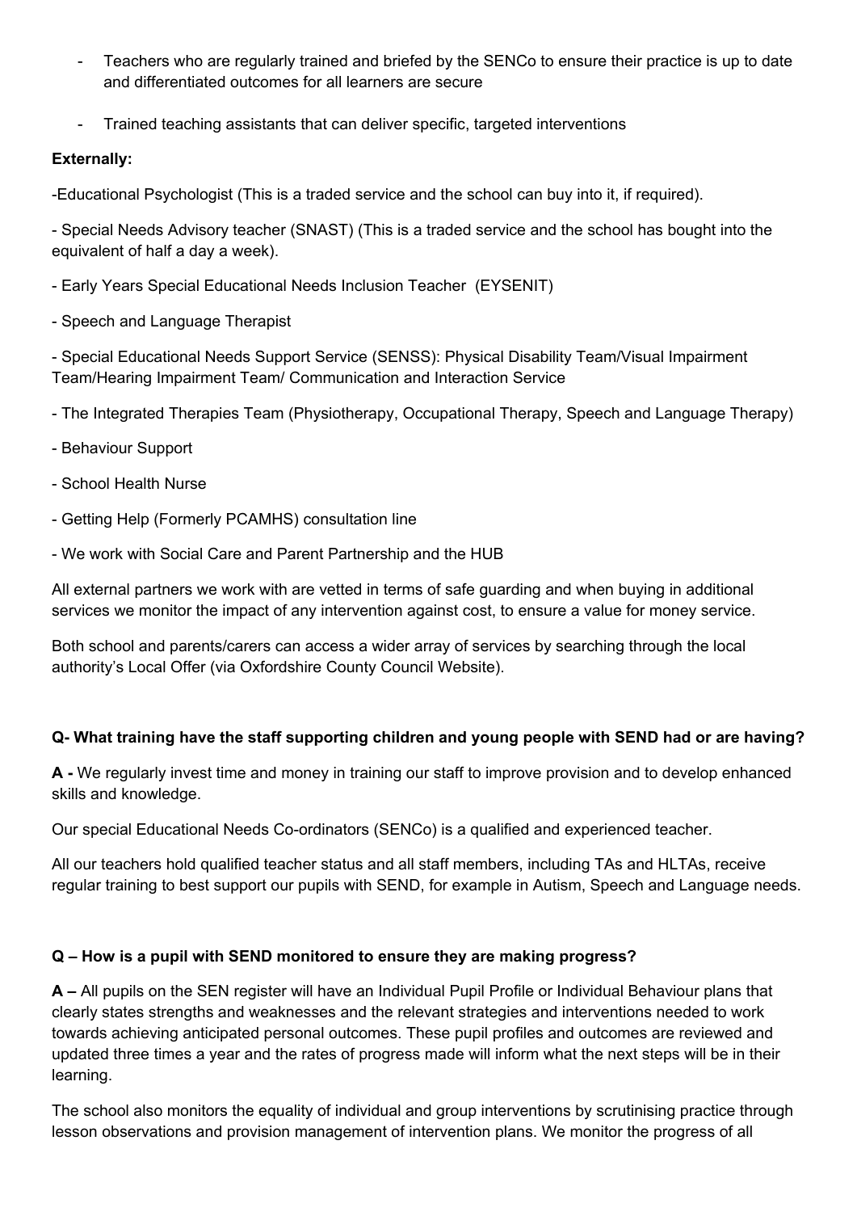- Teachers who are regularly trained and briefed by the SENCo to ensure their practice is up to date and differentiated outcomes for all learners are secure
- Trained teaching assistants that can deliver specific, targeted interventions

**Externally:**

-Educational Psychologist (This is a traded service and the school can buy into it, if required).

- Special Needs Advisory teacher (SNAST) (This is a traded service and the school has bought into the equivalent of half a day a week).

- Early Years Special Educational Needs Inclusion Teacher (EYSENIT)

- Speech and Language Therapist

- Special Educational Needs Support Service (SENSS): Physical Disability Team/Visual Impairment Team/Hearing Impairment Team/ Communication and Interaction Service

- The Integrated Therapies Team (Physiotherapy, Occupational Therapy, Speech and Language Therapy)

- Behaviour Support

- School Health Nurse

- Getting Help (Formerly PCAMHS) consultation line

- We work with Social Care and Parent Partnership and the HUB

All external partners we work with are vetted in terms of safe guarding and when buying in additional services we monitor the impact of any intervention against cost, to ensure a value for money service.

Both school and parents/carers can access a wider array of services by searching through the local authority's Local Offer (via Oxfordshire County Council Website).

**Q- What training have the staff supporting children and young people with SEND had or are having?**

**A -** We regularly invest time and money in training our staff to improve provision and to develop enhanced skills and knowledge.

Our special Educational Needs Co-ordinators (SENCo) is a qualified and experienced teacher.

All our teachers hold qualified teacher status and all staff members, including TAs and HLTAs, receive regular training to best support our pupils with SEND, for example in Autism, Speech and Language needs.

**Q – How is a pupil with SEND monitored to ensure they are making progress?**

**A –** All pupils on the SEN register will have an Individual Pupil Profile or Individual Behaviour plans that clearly states strengths and weaknesses and the relevant strategies and interventions needed to work towards achieving anticipated personal outcomes. These pupil profiles and outcomes are reviewed and updated three times a year and the rates of progress made will inform what the next steps will be in their learning.

The school also monitors the equality of individual and group interventions by scrutinising practice through lesson observations and provision management of intervention plans. We monitor the progress of all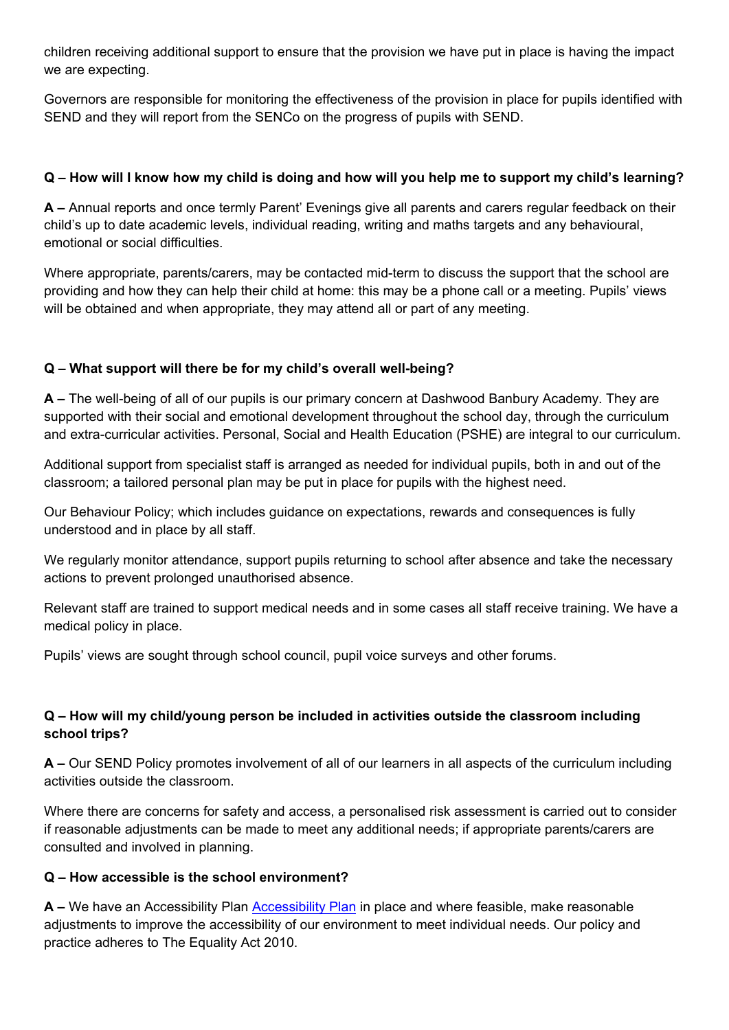children receiving additional support to ensure that the provision we have put in place is having the impact we are expecting.

Governors are responsible for monitoring the effectiveness of the provision in place for pupils identified with SEND and they will report from the SENCo on the progress of pupils with SEND.

**Q – How will I know how my child is doing and how will you help me to support my child's learning?**

**A –** Annual reports and once termly Parent' Evenings give all parents and carers regular feedback on their child's up to date academic levels, individual reading, writing and maths targets and any behavioural, emotional or social difficulties.

Where appropriate, parents/carers, may be contacted mid-term to discuss the support that the school are providing and how they can help their child at home: this may be a phone call or a meeting. Pupils' views will be obtained and when appropriate, they may attend all or part of any meeting.

**Q – What support will there be for my child's overall well-being?**

**A –** The well-being of all of our pupils is our primary concern at Dashwood Banbury Academy. They are supported with their social and emotional development throughout the school day, through the curriculum and extra-curricular activities. Personal, Social and Health Education (PSHE) are integral to our curriculum.

Additional support from specialist staff is arranged as needed for individual pupils, both in and out of the classroom; a tailored personal plan may be put in place for pupils with the highest need.

Our Behaviour Policy; which includes guidance on expectations, rewards and consequences is fully understood and in place by all staff.

We regularly monitor attendance, support pupils returning to school after absence and take the necessary actions to prevent prolonged unauthorised absence.

Relevant staff are trained to support medical needs and in some cases all staff receive training. We have a medical policy in place.

Pupils' views are sought through school council, pupil voice surveys and other forums.

**Q – How will my child/young person be included in activities outside the classroom including school trips?**

**A –** Our SEND Policy promotes involvement of all of our learners in all aspects of the curriculum including activities outside the classroom.

Where there are concerns for safety and access, a personalised risk assessment is carried out to consider if reasonable adjustments can be made to meet any additional needs; if appropriate parents/carers are consulted and involved in planning.

**Q – How accessible is the school environment?**

**A –** We have an Accessibility Plan [Accessibility Plan] in place and where feasible, make reasonable adjustments to improve the accessibility of our environment to meet individual needs. Our policy and practice adheres to The Equality Act 2010.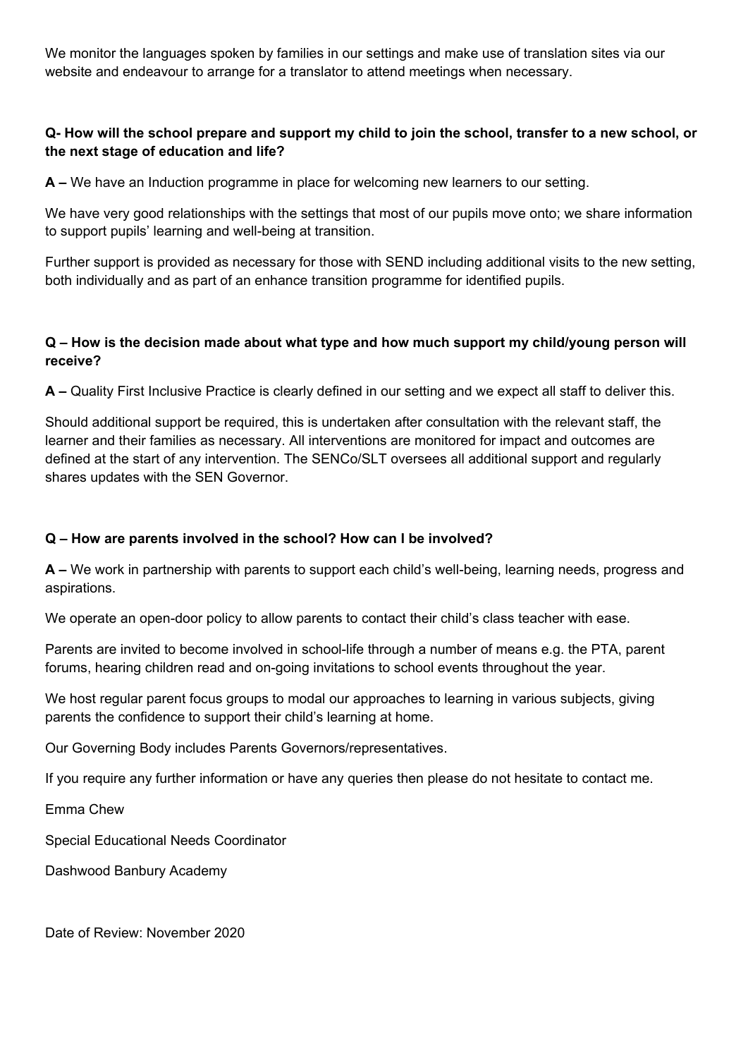We monitor the languages spoken by families in our settings and make use of translation sites via our website and endeavour to arrange for a translator to attend meetings when necessary.

**Q- How will the school prepare and support my child to join the school, transfer to a new school, or the next stage of education and life?**

**A –** We have an Induction programme in place for welcoming new learners to our setting.

We have very good relationships with the settings that most of our pupils move onto; we share information to support pupils' learning and well-being at transition.

Further support is provided as necessary for those with SEND including additional visits to the new setting, both individually and as part of an enhance transition programme for identified pupils.

**Q – How is the decision made about what type and how much support my child/young person will receive?**

**A –** Quality First Inclusive Practice is clearly defined in our setting and we expect all staff to deliver this.

Should additional support be required, this is undertaken after consultation with the relevant staff, the learner and their families as necessary. All interventions are monitored for impact and outcomes are defined at the start of any intervention. The SENCo/SLT oversees all additional support and regularly shares updates with the SEN Governor.

**Q – How are parents involved in the school? How can I be involved?**

**A –** We work in partnership with parents to support each child's well-being, learning needs, progress and aspirations.

We operate an open-door policy to allow parents to contact their child's class teacher with ease.

Parents are invited to become involved in school-life through a number of means e.g. the PTA, parent forums, hearing children read and on-going invitations to school events throughout the year.

We host regular parent focus groups to modal our approaches to learning in various subjects, giving parents the confidence to support their child's learning at home.

Our Governing Body includes Parents Governors/representatives.

If you require any further information or have any queries then please do not hesitate to contact me.

Emma Chew

Special Educational Needs Coordinator

Dashwood Banbury Academy

Date of Review: November 2020